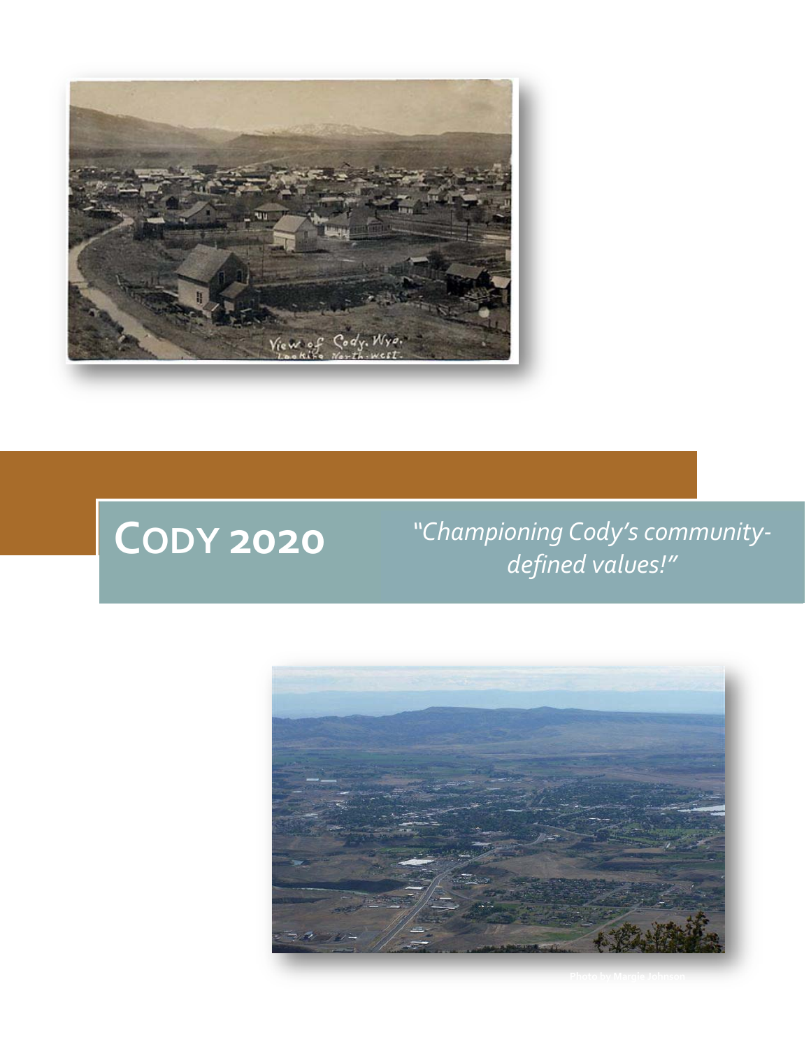# Cody 2020

*"Championing Cody's community-defined values!"*

Photo by Margie Johnson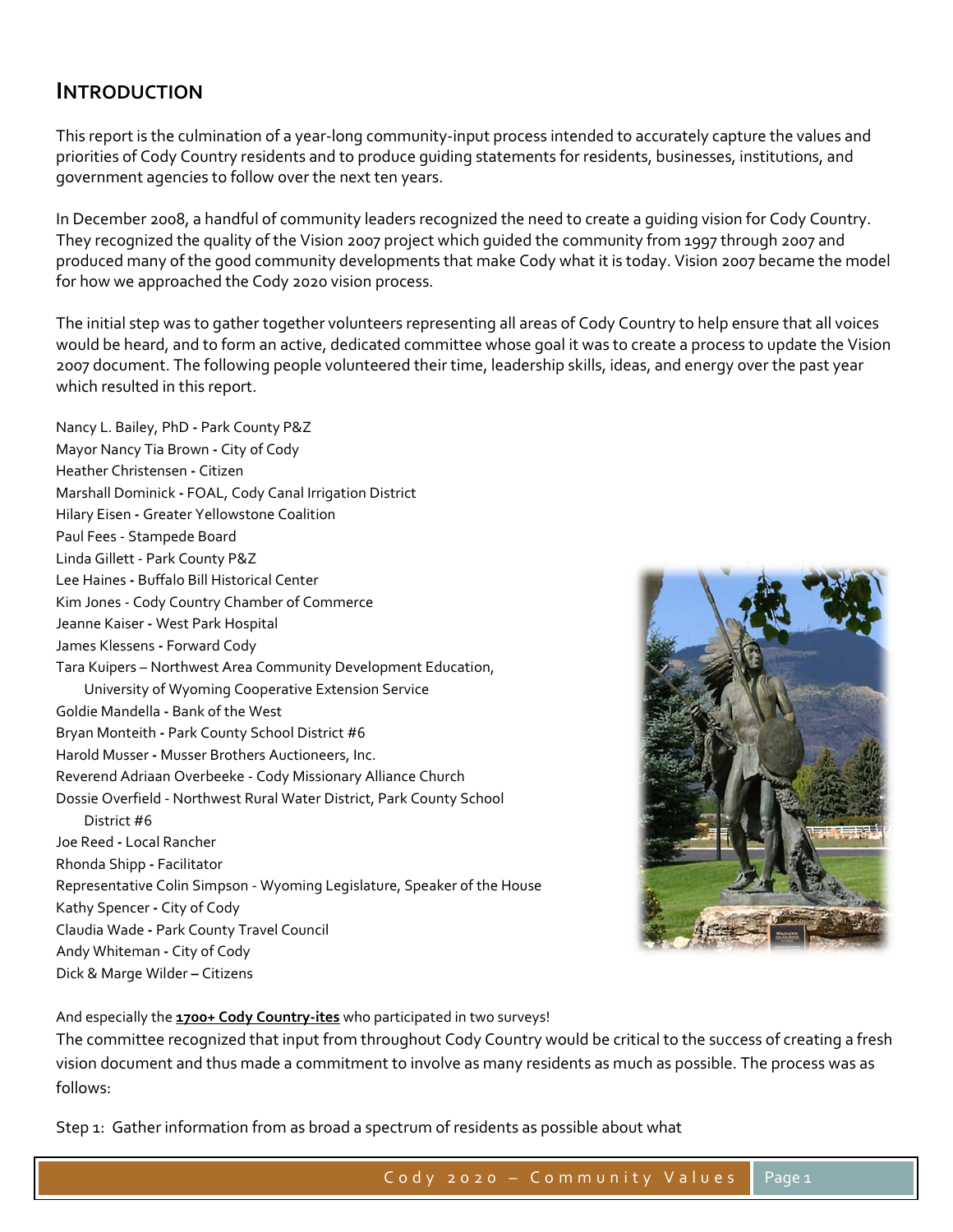## Introduction

This report is the culmination of a year-long community-input process intended to accurately capture the values and priorities of Cody Country residents and to produce guiding statements for residents, businesses, institutions, and government agencies to follow over the next ten years.

In December 2008, a handful of community leaders recognized the need to create a guiding vision for Cody Country. They recognized the quality of the Vision 2007 project which guided the community from 1997 through 2007 and produced many of the good community developments that make Cody what it is today. Vision 2007 became the model for how we approached the Cody 2020 vision process.

The initial step was to gather together volunteers representing all areas of Cody Country to help ensure that all voices would be heard, and to form an active, dedicated committee whose goal it was to create a process to update the Vision 2007 document. The following people volunteered their time, leadership skills, ideas, and energy over the past year which resulted in this report.

Nancy L. Bailey, PhD - Park County P&Z
Mayor Nancy Tia Brown - City of Cody
Heather Christensen - Citizen
Marshall Dominick - FOAL, Cody Canal Irrigation District
Hilary Eisen - Greater Yellowstone Coalition
Paul Fees - Stampede Board
Linda Gillett - Park County P&Z
Lee Haines - Buffalo Bill Historical Center
Kim Jones - Cody Country Chamber of Commerce
Jeanne Kaiser - West Park Hospital
James Klessens - Forward Cody
Tara Kuipers – Northwest Area Community Development Education, University of Wyoming Cooperative Extension Service
Goldie Mandella - Bank of the West
Bryan Monteith - Park County School District #6
Harold Musser - Musser Brothers Auctioneers, Inc.
Reverend Adriaan Overbeeke - Cody Missionary Alliance Church
Dossie Overfield - Northwest Rural Water District, Park County School District #6
Joe Reed - Local Rancher
Rhonda Shipp - Facilitator
Representative Colin Simpson - Wyoming Legislature, Speaker of the House
Kathy Spencer - City of Cody
Claudia Wade - Park County Travel Council
Andy Whiteman - City of Cody
Dick & Marge Wilder – Citizens

And especially the **1700+ Cody Country-ites** who participated in two surveys!

The committee recognized that input from throughout Cody Country would be critical to the success of creating a fresh vision document and thus made a commitment to involve as many residents as much as possible. The process was as follows:

Step 1: Gather information from as broad a spectrum of residents as possible about what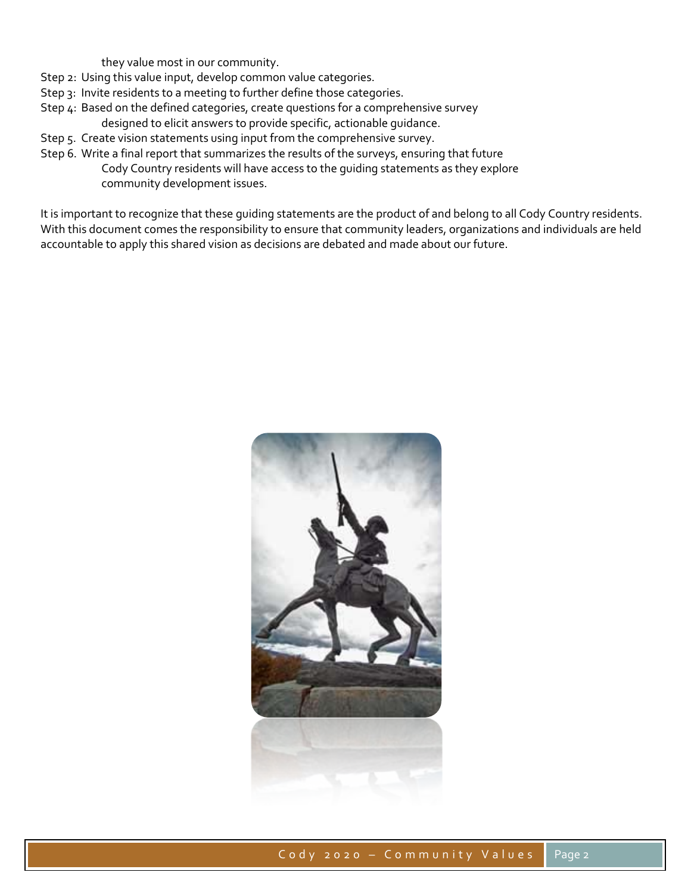they value most in our community.

Step 2: Using this value input, develop common value categories.

Step 3: Invite residents to a meeting to further define those categories.

Step 4: Based on the defined categories, create questions for a comprehensive survey designed to elicit answers to provide specific, actionable guidance.

Step 5. Create vision statements using input from the comprehensive survey.

Step 6. Write a final report that summarizes the results of the surveys, ensuring that future Cody Country residents will have access to the guiding statements as they explore community development issues.

It is important to recognize that these guiding statements are the product of and belong to all Cody Country residents. With this document comes the responsibility to ensure that community leaders, organizations and individuals are held accountable to apply this shared vision as decisions are debated and made about our future.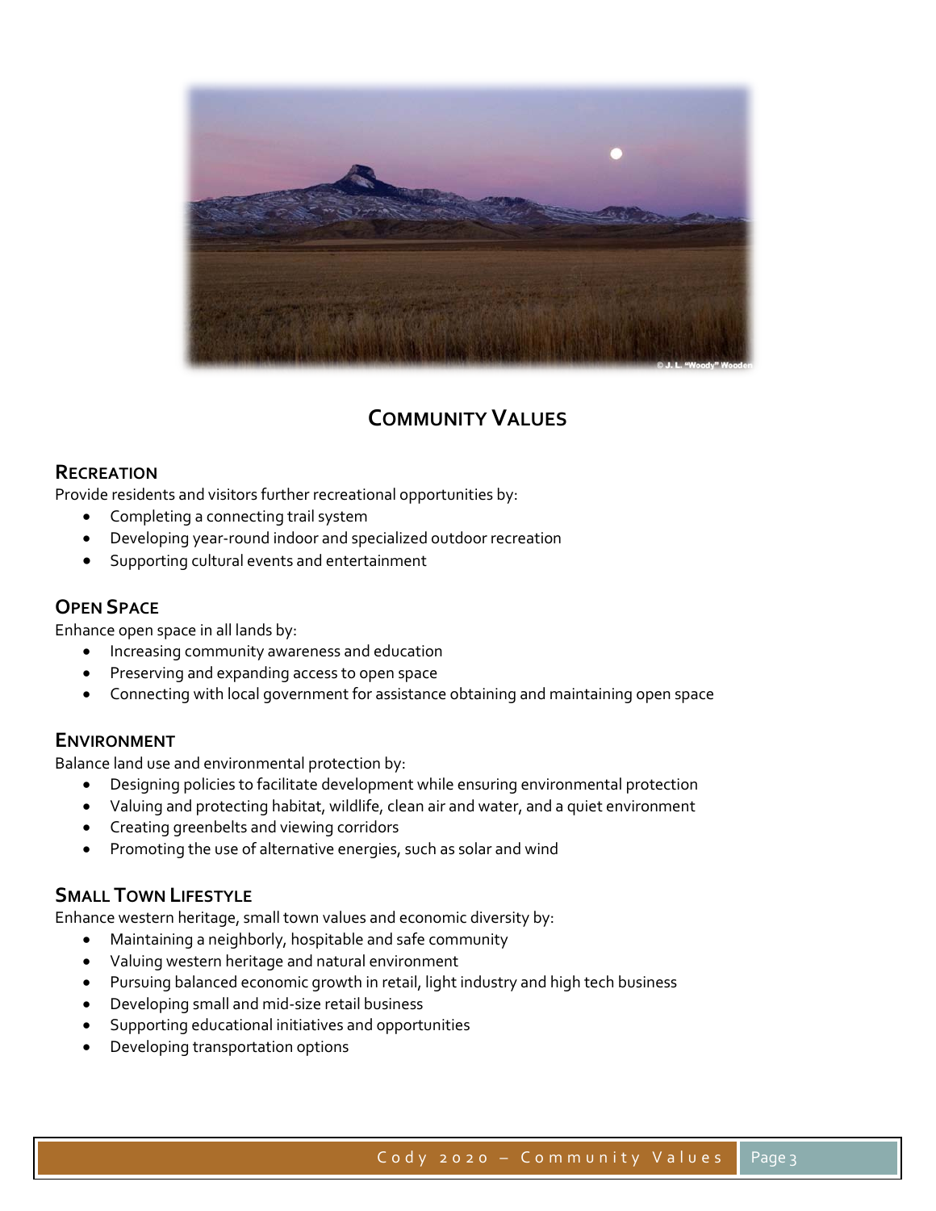## Community Values

### Recreation

Provide residents and visitors further recreational opportunities by:

- Completing a connecting trail system
- Developing year-round indoor and specialized outdoor recreation
- Supporting cultural events and entertainment

### Open Space

Enhance open space in all lands by:

- Increasing community awareness and education
- Preserving and expanding access to open space
- Connecting with local government for assistance obtaining and maintaining open space

### Environment

Balance land use and environmental protection by:

- Designing policies to facilitate development while ensuring environmental protection
- Valuing and protecting habitat, wildlife, clean air and water, and a quiet environment
- Creating greenbelts and viewing corridors
- Promoting the use of alternative energies, such as solar and wind

### Small Town Lifestyle

Enhance western heritage, small town values and economic diversity by:

- Maintaining a neighborly, hospitable and safe community
- Valuing western heritage and natural environment
- Pursuing balanced economic growth in retail, light industry and high tech business
- Developing small and mid-size retail business
- Supporting educational initiatives and opportunities
- Developing transportation options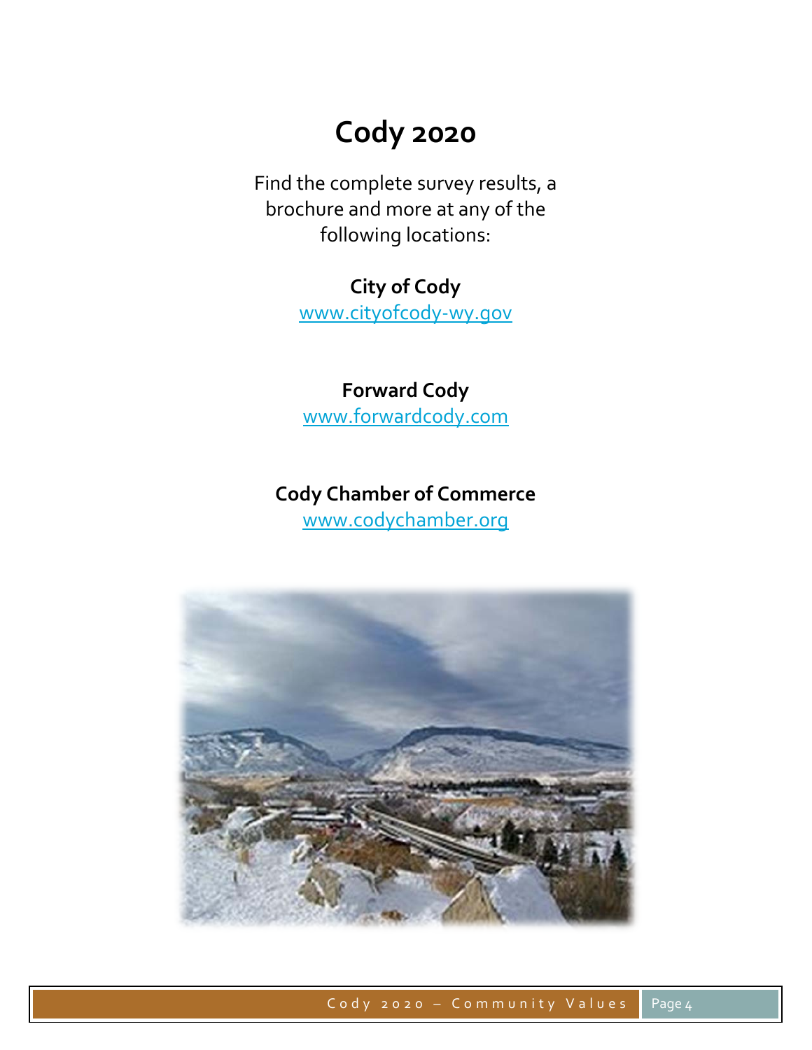# Cody 2020

Find the complete survey results, a brochure and more at any of the following locations:

**City of Cody**
www.cityofcody-wy.gov

**Forward Cody**
www.forwardcody.com

**Cody Chamber of Commerce**
www.codychamber.org